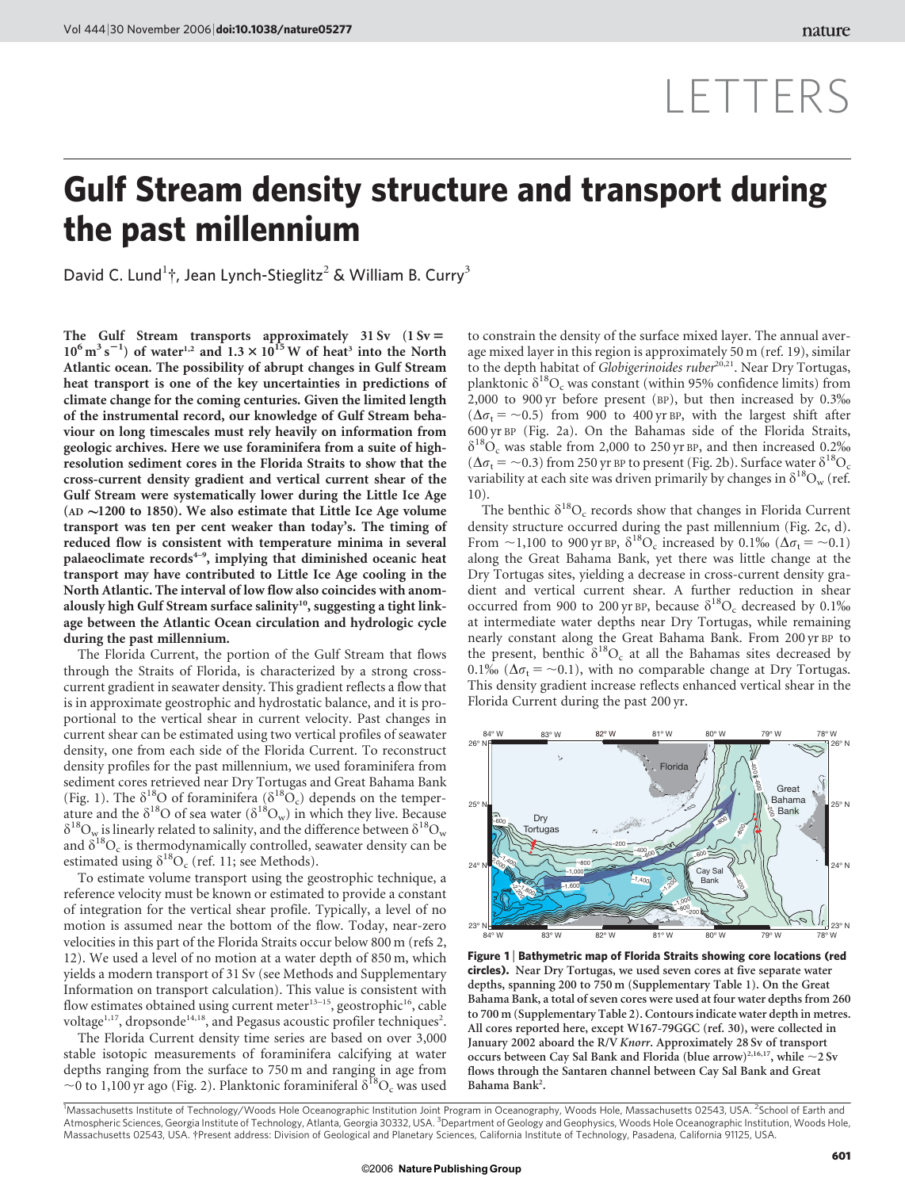# LETTERS

# Gulf Stream density structure and transport during the past millennium

David C. Lund[1]†, Jean Lynch-Stieglitz[2] & William B. Curry[3]

**The Gulf Stream transports approximately 31 Sv (1 Sv = $10^6\,m^3\,s^{-1}$) of water[1,2] and $1.3 \times 10^{15}$ W of heat[3] into the North Atlantic ocean. The possibility of abrupt changes in Gulf Stream heat transport is one of the key uncertainties in predictions of climate change for the coming centuries. Given the limited length of the instrumental record, our knowledge of Gulf Stream behaviour on long timescales must rely heavily on information from geologic archives. Here we use foraminifera from a suite of high-resolution sediment cores in the Florida Straits to show that the cross-current density gradient and vertical current shear of the Gulf Stream were systematically lower during the Little Ice Age (AD ~1200 to 1850). We also estimate that Little Ice Age volume transport was ten per cent weaker than today's. The timing of reduced flow is consistent with temperature minima in several palaeoclimate records[4–9], implying that diminished oceanic heat transport may have contributed to Little Ice Age cooling in the North Atlantic. The interval of low flow also coincides with anomalously high Gulf Stream surface salinity[10], suggesting a tight linkage between the Atlantic Ocean circulation and hydrologic cycle during the past millennium.**

The Florida Current, the portion of the Gulf Stream that flows through the Straits of Florida, is characterized by a strong cross-current gradient in seawater density. This gradient reflects a flow that is in approximate geostrophic and hydrostatic balance, and it is proportional to the vertical shear in current velocity. Past changes in current shear can be estimated using two vertical profiles of seawater density, one from each side of the Florida Current. To reconstruct density profiles for the past millennium, we used foraminifera from sediment cores retrieved near Dry Tortugas and Great Bahama Bank (Fig. 1). The $\delta^{18}O$ of foraminifera ($\delta^{18}O_c$) depends on the temperature and the $\delta^{18}O$ of sea water ($\delta^{18}O_w$) in which they live. Because $\delta^{18}O_w$ is linearly related to salinity, and the difference between $\delta^{18}O_w$ and $\delta^{18}O_c$ is thermodynamically controlled, seawater density can be estimated using $\delta^{18}O_c$ (ref. 11; see Methods).

To estimate volume transport using the geostrophic technique, a reference velocity must be known or estimated to provide a constant of integration for the vertical shear profile. Typically, a level of no motion is assumed near the bottom of the flow. Today, near-zero velocities in this part of the Florida Straits occur below 800 m (refs 2, 12). We used a level of no motion at a water depth of 850 m, which yields a modern transport of 31 Sv (see Methods and Supplementary Information on transport calculation). This value is consistent with flow estimates obtained using current meter[13–15], geostrophic[16], cable voltage[1,17], dropsonde[14,18], and Pegasus acoustic profiler techniques[2].

The Florida Current density time series are based on over 3,000 stable isotopic measurements of foraminifera calcifying at water depths ranging from the surface to 750 m and ranging in age from ~0 to 1,100 yr ago (Fig. 2). Planktonic foraminiferal $\delta^{18}O_c$ was used to constrain the density of the surface mixed layer. The annual average mixed layer in this region is approximately 50 m (ref. 19), similar to the depth habitat of *Globigerinoides ruber*[20,21]. Near Dry Tortugas, planktonic $\delta^{18}O_c$ was constant (within 95% confidence limits) from 2,000 to 900 yr before present (BP), but then increased by 0.3‰ ($\Delta\sigma_t = \sim0.5$) from 900 to 400 yr BP, with the largest shift after 600 yr BP (Fig. 2a). On the Bahamas side of the Florida Straits, $\delta^{18}O_c$ was stable from 2,000 to 250 yr BP, and then increased 0.2‰ ($\Delta\sigma_t = \sim0.3$) from 250 yr BP to present (Fig. 2b). Surface water $\delta^{18}O_c$ variability at each site was driven primarily by changes in $\delta^{18}O_w$ (ref. 10).

The benthic $\delta^{18}O_c$ records show that changes in Florida Current density structure occurred during the past millennium (Fig. 2c, d). From ~1,100 to 900 yr BP, $\delta^{18}O_c$ increased by 0.1‰ ($\Delta\sigma_t = \sim0.1$) along the Great Bahama Bank, yet there was little change at the Dry Tortugas sites, yielding a decrease in cross-current density gradient and vertical current shear. A further reduction in shear occurred from 900 to 200 yr BP, because $\delta^{18}O_c$ decreased by 0.1‰ at intermediate water depths near Dry Tortugas, while remaining nearly constant along the Great Bahama Bank. From 200 yr BP to the present, benthic $\delta^{18}O_c$ at all the Bahamas sites decreased by 0.1‰ ($\Delta\sigma_t = \sim0.1$), with no comparable change at Dry Tortugas. This density gradient increase reflects enhanced vertical shear in the Florida Current during the past 200 yr.

**Figure 1 | Bathymetric map of Florida Straits showing core locations (red circles).** Near Dry Tortugas, we used seven cores at five separate water depths, spanning 200 to 750 m (Supplementary Table 1). On the Great Bahama Bank, a total of seven cores were used at four water depths from 260 to 700 m (Supplementary Table 2). Contours indicate water depth in metres. All cores reported here, except W167-79GGC (ref. 30), were collected in January 2002 aboard the R/V *Knorr*. Approximately 28 Sv of transport occurs between Cay Sal Bank and Florida (blue arrow)[2,16,17], while ~2 Sv flows through the Santaren channel between Cay Sal Bank and Great Bahama Bank[2].

[1]Massachusetts Institute of Technology/Woods Hole Oceanographic Institution Joint Program in Oceanography, Woods Hole, Massachusetts 02543, USA. [2]School of Earth and Atmospheric Sciences, Georgia Institute of Technology, Atlanta, Georgia 30332, USA. [3]Department of Geology and Geophysics, Woods Hole Oceanographic Institution, Woods Hole, Massachusetts 02543, USA. †Present address: Division of Geological and Planetary Sciences, California Institute of Technology, Pasadena, California 91125, USA.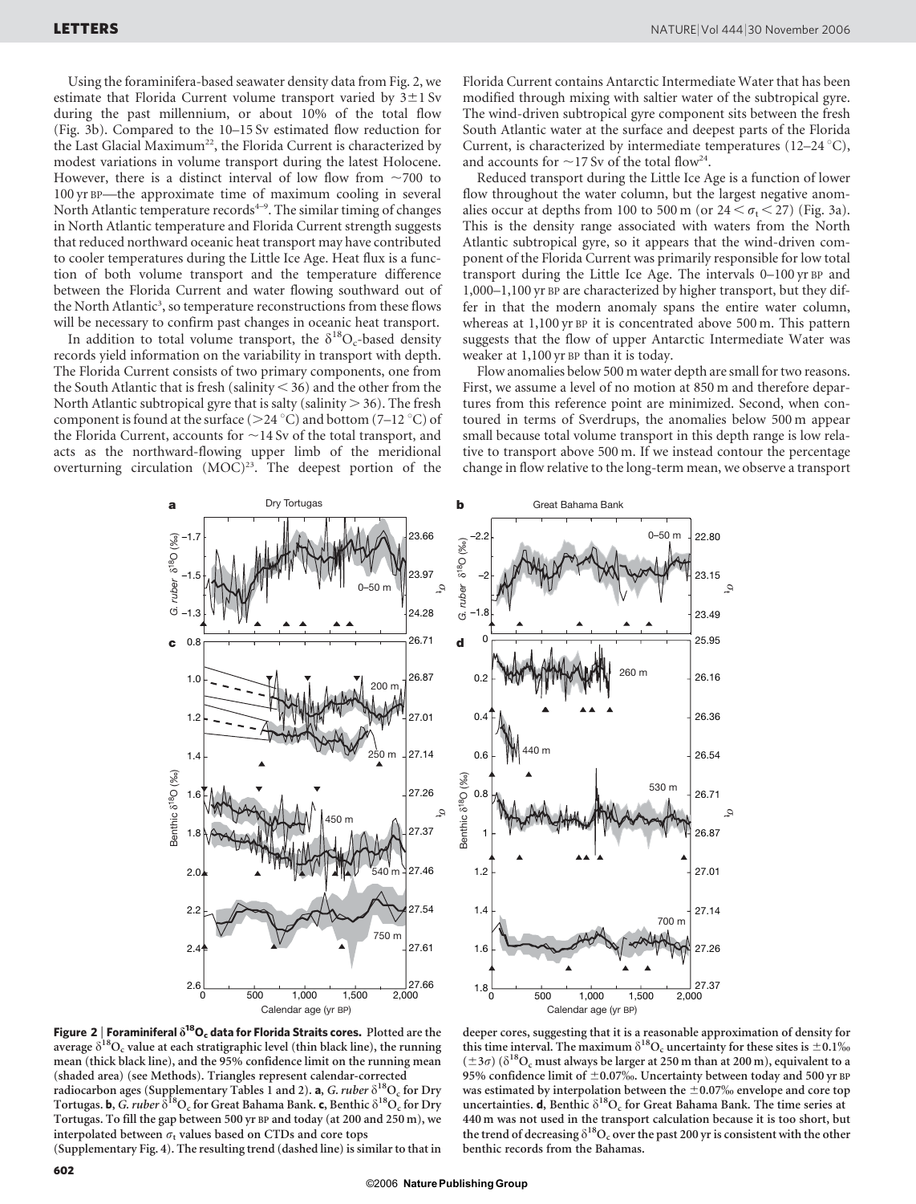Using the foraminifera-based seawater density data from Fig. 2, we estimate that Florida Current volume transport varied by $3 \pm 1$ Sv during the past millennium, or about 10% of the total flow (Fig. 3b). Compared to the 10–15 Sv estimated flow reduction for the Last Glacial Maximum[22], the Florida Current is characterized by modest variations in volume transport during the latest Holocene. However, there is a distinct interval of low flow from ~700 to 100 yr BP—the approximate time of maximum cooling in several North Atlantic temperature records[4–9]. The similar timing of changes in North Atlantic temperature and Florida Current strength suggests that reduced northward oceanic heat transport may have contributed to cooler temperatures during the Little Ice Age. Heat flux is a function of both volume transport and the temperature difference between the Florida Current and water flowing southward out of the North Atlantic[3], so temperature reconstructions from these flows will be necessary to confirm past changes in oceanic heat transport.

In addition to total volume transport, the $\delta^{18}O_c$-based density records yield information on the variability in transport with depth. The Florida Current consists of two primary components, one from the South Atlantic that is fresh (salinity < 36) and the other from the North Atlantic subtropical gyre that is salty (salinity > 36). The fresh component is found at the surface (>24 °C) and bottom (7–12 °C) of the Florida Current, accounts for ~14 Sv of the total transport, and acts as the northward-flowing upper limb of the meridional overturning circulation (MOC)[23]. The deepest portion of the Florida Current contains Antarctic Intermediate Water that has been modified through mixing with saltier water of the subtropical gyre. The wind-driven subtropical gyre component sits between the fresh South Atlantic water at the surface and deepest parts of the Florida Current, is characterized by intermediate temperatures (12–24 °C), and accounts for ~17 Sv of the total flow[24].

Reduced transport during the Little Ice Age is a function of lower flow throughout the water column, but the largest negative anomalies occur at depths from 100 to 500 m (or $24 < \sigma_t < 27$) (Fig. 3a). This is the density range associated with waters from the North Atlantic subtropical gyre, so it appears that the wind-driven component of the Florida Current was primarily responsible for low total transport during the Little Ice Age. The intervals 0–100 yr BP and 1,000–1,100 yr BP are characterized by higher transport, but they differ in that the modern anomaly spans the entire water column, whereas at 1,100 yr BP it is concentrated above 500 m. This pattern suggests that the flow of upper Antarctic Intermediate Water was weaker at 1,100 yr BP than it is today.

Flow anomalies below 500 m water depth are small for two reasons. First, we assume a level of no motion at 850 m and therefore departures from this reference point are minimized. Second, when contoured in terms of Sverdrups, the anomalies below 500 m appear small because total volume transport in this depth range is low relative to transport above 500 m. If we instead contour the percentage change in flow relative to the long-term mean, we observe a transport

**Figure 2 | Foraminiferal $\delta^{18}O_c$ data for Florida Straits cores.** Plotted are the average $\delta^{18}O_c$ value at each stratigraphic level (thin black line), the running mean (thick black line), and the 95% confidence limit on the running mean (shaded area) (see Methods). Triangles represent calendar-corrected radiocarbon ages (Supplementary Tables 1 and 2). **a**, *G. ruber* $\delta^{18}O_c$ for Dry Tortugas. **b**, *G. ruber* $\delta^{18}O_c$ for Great Bahama Bank. **c**, Benthic $\delta^{18}O_c$ for Dry Tortugas. To fill the gap between 500 yr BP and today (at 200 and 250 m), we interpolated between $\sigma_t$ values based on CTDs and core tops (Supplementary Fig. 4). The resulting trend (dashed line) is similar to that in deeper cores, suggesting that it is a reasonable approximation of density for this time interval. The maximum $\delta^{18}O_c$ uncertainty for these sites is ±0.1‰ (±3σ) ($\delta^{18}O_c$ must always be larger at 250 m than at 200 m), equivalent to a 95% confidence limit of ±0.07‰. Uncertainty between today and 500 yr BP was estimated by interpolation between the ±0.07‰ envelope and core top uncertainties. **d**, Benthic $\delta^{18}O_c$ for Great Bahama Bank. The time series at 440 m was not used in the transport calculation because it is too short, but the trend of decreasing $\delta^{18}O_c$ over the past 200 yr is consistent with the other benthic records from the Bahamas.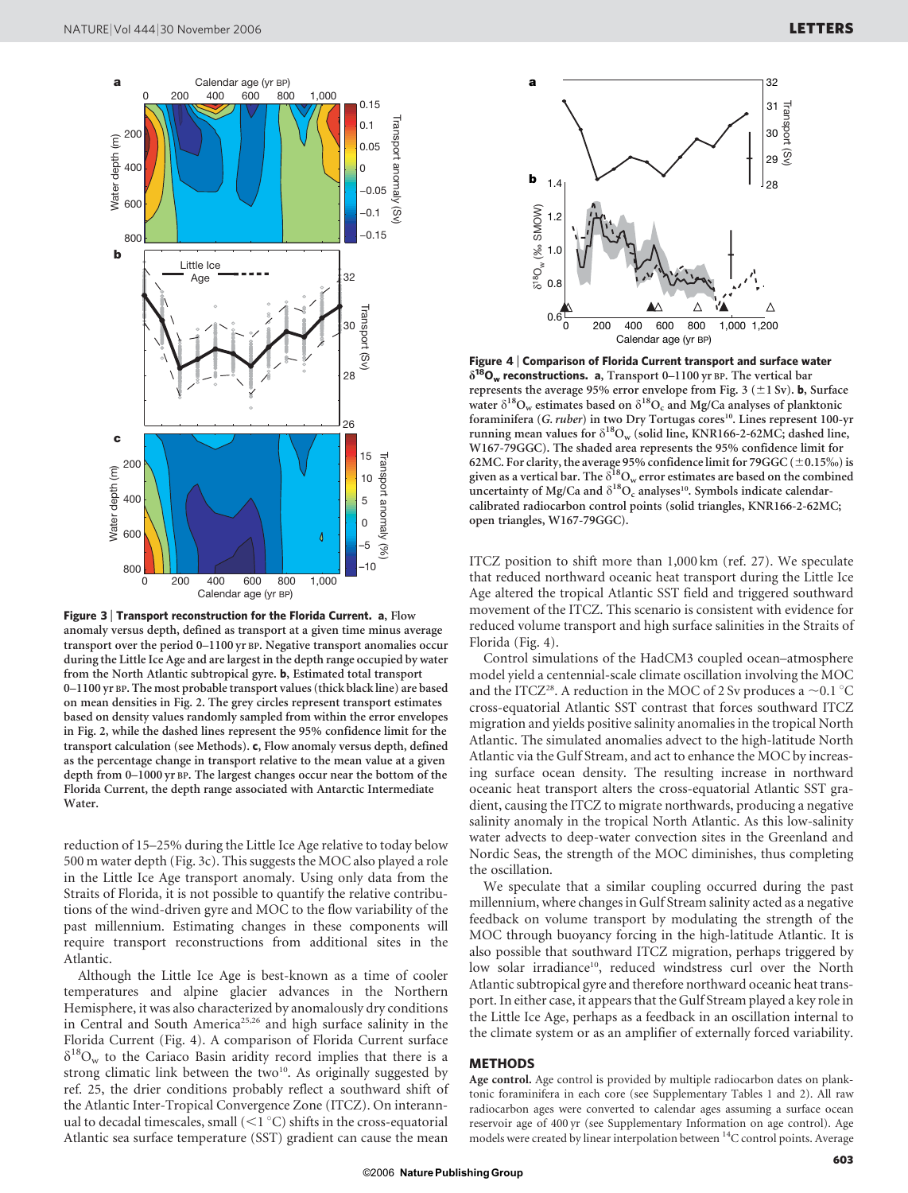**Figure 3 | Transport reconstruction for the Florida Current.** **a**, Flow anomaly versus depth, defined as transport at a given time minus average transport for the period 0–1100 yr BP. Negative transport anomalies occur during the Little Ice Age and are largest in the depth range occupied by water from the North Atlantic subtropical gyre. **b**, Estimated total transport 0–1100 yr BP. The most probable transport values (thick black line) are based on mean densities in Fig. 2. The grey circles represent transport estimates based on density values randomly sampled from within the error envelopes in Fig. 2, while the dashed lines represent the 95% confidence limit for the transport calculation (see Methods). **c**, Flow anomaly versus depth, defined as the percentage change in transport relative to the mean value at a given depth from 0–1000 yr BP. The largest changes occur near the bottom of the Florida Current, the depth range associated with Antarctic Intermediate Water.

reduction of 15–25% during the Little Ice Age relative to today below 500 m water depth (Fig. 3c). This suggests the MOC also played a role in the Little Ice Age transport anomaly. Using only data from the Straits of Florida, it is not possible to quantify the relative contributions of the wind-driven gyre and MOC to the flow variability of the past millennium. Estimating changes in these components will require transport reconstructions from additional sites in the Atlantic.

Although the Little Ice Age is best-known as a time of cooler temperatures and alpine glacier advances in the Northern Hemisphere, it was also characterized by anomalously dry conditions in Central and South America[25,26] and high surface salinity in the Florida Current (Fig. 4). A comparison of Florida Current surface $\delta^{18}O_w$ to the Cariaco Basin aridity record implies that there is a strong climatic link between the two[10]. As originally suggested by ref. 25, the drier conditions probably reflect a southward shift of the Atlantic Inter-Tropical Convergence Zone (ITCZ). On interannual to decadal timescales, small ($<1\,^{\circ}C$) shifts in the cross-equatorial Atlantic sea surface temperature (SST) gradient can cause the mean ITCZ position to shift more than 1,000 km (ref. 27). We speculate that reduced northward oceanic heat transport during the Little Ice Age altered the tropical Atlantic SST field and triggered southward movement of the ITCZ. This scenario is consistent with evidence for reduced volume transport and high surface salinities in the Straits of Florida (Fig. 4).

**Figure 4 | Comparison of Florida Current transport and surface water $\delta^{18}O_w$ reconstructions.** **a**, Transport 0–1100 yr BP. The vertical bar represents the average 95% error envelope from Fig. 3 (±1 Sv). **b**, Surface water $\delta^{18}O_w$ estimates based on $\delta^{18}O_c$ and Mg/Ca analyses of planktonic foraminifera (*G. ruber*) in two Dry Tortugas cores[10]. Lines represent 100-yr running mean values for $\delta^{18}O_w$ (solid line, KNR166-2-62MC; dashed line, W167-79GGC). The shaded area represents the 95% confidence limit for 62MC. For clarity, the average 95% confidence limit for 79GGC (±0.15‰) is given as a vertical bar. The $\delta^{18}O_w$ error estimates are based on the combined uncertainty of Mg/Ca and $\delta^{18}O_c$ analyses[10]. Symbols indicate calendar-calibrated radiocarbon control points (solid triangles, KNR166-2-62MC; open triangles, W167-79GGC).

Control simulations of the HadCM3 coupled ocean–atmosphere model yield a centennial-scale climate oscillation involving the MOC and the ITCZ[28]. A reduction in the MOC of 2 Sv produces a $\sim$0.1 °C cross-equatorial Atlantic SST contrast that forces southward ITCZ migration and yields positive salinity anomalies in the tropical North Atlantic. The simulated anomalies advect to the high-latitude North Atlantic via the Gulf Stream, and act to enhance the MOC by increasing surface ocean density. The resulting increase in northward oceanic heat transport alters the cross-equatorial Atlantic SST gradient, causing the ITCZ to migrate northwards, producing a negative salinity anomaly in the tropical North Atlantic. As this low-salinity water advects to deep-water convection sites in the Greenland and Nordic Seas, the strength of the MOC diminishes, thus completing the oscillation.

We speculate that a similar coupling occurred during the past millennium, where changes in Gulf Stream salinity acted as a negative feedback on volume transport by modulating the strength of the MOC through buoyancy forcing in the high-latitude Atlantic. It is also possible that southward ITCZ migration, perhaps triggered by low solar irradiance[10], reduced windstress curl over the North Atlantic subtropical gyre and therefore northward oceanic heat transport. In either case, it appears that the Gulf Stream played a key role in the Little Ice Age, perhaps as a feedback in an oscillation internal to the climate system or as an amplifier of externally forced variability.

## METHODS

**Age control.** Age control is provided by multiple radiocarbon dates on planktonic foraminifera in each core (see Supplementary Tables 1 and 2). All raw radiocarbon ages were converted to calendar ages assuming a surface ocean reservoir age of 400 yr (see Supplementary Information on age control). Age models were created by linear interpolation between $^{14}C$ control points. Average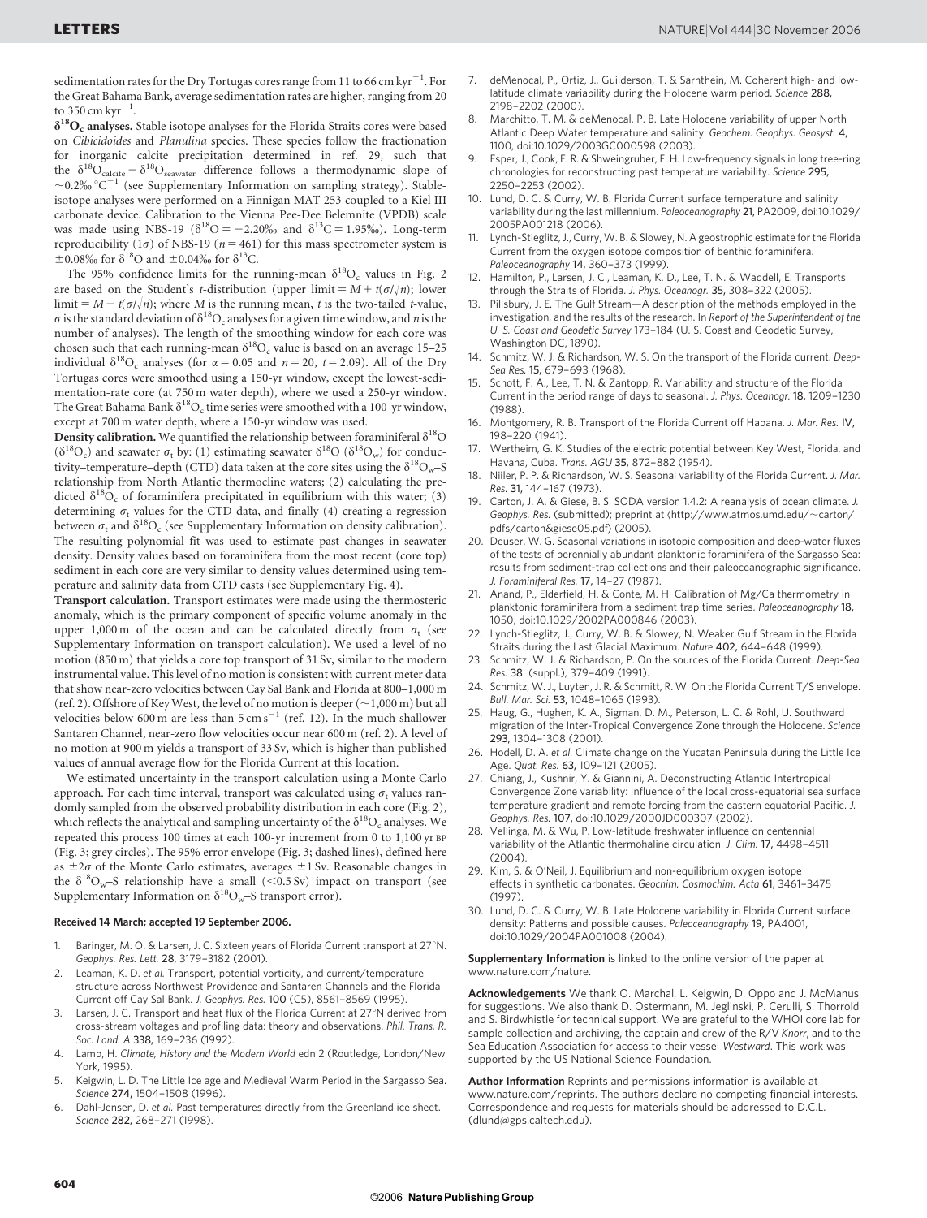sedimentation rates for the Dry Tortugas cores range from 11 to 66 cm $\mathrm{kyr}^{-1}$. For the Great Bahama Bank, average sedimentation rates are higher, ranging from 20 to 350 cm $\mathrm{kyr}^{-1}$.

**$\delta^{18}O_c$ analyses.** Stable isotope analyses for the Florida Straits cores were based on *Cibicidoides* and *Planulina* species. These species follow the fractionation for inorganic calcite precipitation determined in ref. 29, such that the $\delta^{18}O_{calcite} - \delta^{18}O_{seawater}$ difference follows a thermodynamic slope of $\sim 0.2‰\,^{\circ}C^{-1}$ (see Supplementary Information on sampling strategy). Stable-isotope analyses were performed on a Finnigan MAT 253 coupled to a Kiel III carbonate device. Calibration to the Vienna Pee-Dee Belemnite (VPDB) scale was made using NBS-19 ($\delta^{18}O = -2.20‰$ and $\delta^{13}C = 1.95‰$). Long-term reproducibility ($1\sigma$) of NBS-19 ($n = 461$) for this mass spectrometer system is $\pm 0.08‰$ for $\delta^{18}O$ and $\pm 0.04‰$ for $\delta^{13}C$.

The 95% confidence limits for the running-mean $\delta^{18}O_c$ values in Fig. 2 are based on the Student's *t*-distribution (upper limit $= M + t(\sigma/\sqrt{n})$; lower limit $= M - t(\sigma/\sqrt{n})$; where $M$ is the running mean, $t$ is the two-tailed *t*-value, $\sigma$ is the standard deviation of $\delta^{18}O_c$ analyses for a given time window, and $n$ is the number of analyses). The length of the smoothing window for each core was chosen such that each running-mean $\delta^{18}O_c$ value is based on an average 15–25 individual $\delta^{18}O_c$ analyses (for $\alpha = 0.05$ and $n = 20$, $t = 2.09$). All of the Dry Tortugas cores were smoothed using a 150-yr window, except the lowest-sedimentation-rate core (at 750 m water depth), where we used a 250-yr window. The Great Bahama Bank $\delta^{18}O_c$ time series were smoothed with a 100-yr window, except at 700 m water depth, where a 150-yr window was used.

**Density calibration.** We quantified the relationship between foraminiferal $\delta^{18}O$ ($\delta^{18}O_c$) and seawater $\sigma_t$ by: (1) estimating seawater $\delta^{18}O$ ($\delta^{18}O_w$) for conductivity–temperature–depth (CTD) data taken at the core sites using the $\delta^{18}O_w$–S relationship from North Atlantic thermocline waters; (2) calculating the predicted $\delta^{18}O_c$ of foraminifera precipitated in equilibrium with this water; (3) determining $\sigma_t$ values for the CTD data, and finally (4) creating a regression between $\sigma_t$ and $\delta^{18}O_c$ (see Supplementary Information on density calibration). The resulting polynomial fit was used to estimate past changes in seawater density. Density values based on foraminifera from the most recent (core top) sediment in each core are very similar to density values determined using temperature and salinity data from CTD casts (see Supplementary Fig. 4).

**Transport calculation.** Transport estimates were made using the thermosteric anomaly, which is the primary component of specific volume anomaly in the upper 1,000 m of the ocean and can be calculated directly from $\sigma_t$ (see Supplementary Information on transport calculation). We used a level of no motion (850 m) that yields a core top transport of 31 Sv, similar to the modern instrumental value. This level of no motion is consistent with current meter data that show near-zero velocities between Cay Sal Bank and Florida at 800–1,000 m (ref. 2). Offshore of Key West, the level of no motion is deeper ($\sim$1,000 m) but all velocities below 600 m are less than 5 cm $\mathrm{s}^{-1}$ (ref. 12). In the much shallower Santaren Channel, near-zero flow velocities occur near 600 m (ref. 2). A level of no motion at 900 m yields a transport of 33 Sv, which is higher than published values of annual average flow for the Florida Current at this location.

We estimated uncertainty in the transport calculation using a Monte Carlo approach. For each time interval, transport was calculated using $\sigma_t$ values randomly sampled from the observed probability distribution in each core (Fig. 2), which reflects the analytical and sampling uncertainty of the $\delta^{18}O_c$ analyses. We repeated this process 100 times at each 100-yr increment from 0 to 1,100 yr BP (Fig. 3; grey circles). The 95% error envelope (Fig. 3; dashed lines), defined here as $\pm 2\sigma$ of the Monte Carlo estimates, averages $\pm 1$ Sv. Reasonable changes in the $\delta^{18}O_w$–S relationship have a small ($<$0.5 Sv) impact on transport (see Supplementary Information on $\delta^{18}O_w$–S transport error).

**Received 14 March; accepted 19 September 2006.**

1. Baringer, M. O. & Larsen, J. C. Sixteen years of Florida Current transport at 27°N. *Geophys. Res. Lett.* **28,** 3179–3182 (2001).
2. Leaman, K. D. *et al.* Transport, potential vorticity, and current/temperature structure across Northwest Providence and Santaren Channels and the Florida Current off Cay Sal Bank. *J. Geophys. Res.* **100** (C5), 8561–8569 (1995).
3. Larsen, J. C. Transport and heat flux of the Florida Current at 27°N derived from cross-stream voltages and profiling data: theory and observations. *Phil. Trans. R. Soc. Lond. A* **338,** 169–236 (1992).
4. Lamb, H. *Climate, History and the Modern World* edn 2 (Routledge, London/New York, 1995).
5. Keigwin, L. D. The Little Ice age and Medieval Warm Period in the Sargasso Sea. *Science* **274,** 1504–1508 (1996).
6. Dahl-Jensen, D. *et al.* Past temperatures directly from the Greenland ice sheet. *Science* **282,** 268–271 (1998).
7. deMenocal, P., Ortiz, J., Guilderson, T. & Sarnthein, M. Coherent high- and low-latitude climate variability during the Holocene warm period. *Science* **288,** 2198–2202 (2000).
8. Marchitto, T. M. & deMenocal, P. B. Late Holocene variability of upper North Atlantic Deep Water temperature and salinity. *Geochem. Geophys. Geosyst.* **4,** 1100, doi:10.1029/2003GC000598 (2003).
9. Esper, J., Cook, E. R. & Schweingruber, F. H. Low-frequency signals in long tree-ring chronologies for reconstructing past temperature variability. *Science* **295,** 2250–2253 (2002).
10. Lund, D. C. & Curry, W. B. Florida Current surface temperature and salinity variability during the last millennium. *Paleoceanography* **21,** PA2009, doi:10.1029/2005PA001218 (2006).
11. Lynch-Stieglitz, J., Curry, W. B. & Slowey, N. A geostrophic estimate for the Florida Current from the oxygen isotope composition of benthic foraminifera. *Paleoceanography* **14,** 360–373 (1999).
12. Hamilton, P., Larsen, J. C., Leaman, K. D., Lee, T. N. & Waddell, E. Transports through the Straits of Florida. *J. Phys. Oceanogr.* **35,** 308–322 (2005).
13. Pillsbury, J. E. The Gulf Stream—A description of the methods employed in the investigation, and the results of the research. In *Report of the Superintendent of the U. S. Coast and Geodetic Survey* 173–184 (U. S. Coast and Geodetic Survey, Washington DC, 1890).
14. Schmitz, W. J. & Richardson, W. S. On the transport of the Florida current. *Deep-Sea Res.* **15,** 679–693 (1968).
15. Schott, F. A., Lee, T. N. & Zantopp, R. Variability and structure of the Florida Current in the period range of days to seasonal. *J. Phys. Oceanogr.* **18,** 1209–1230 (1988).
16. Montgomery, R. B. Transport of the Florida Current off Habana. *J. Mar. Res.* **IV,** 198–220 (1941).
17. Wertheim, G. K. Studies of the electric potential between Key West, Florida, and Havana, Cuba. *Trans. AGU* **35,** 872–882 (1954).
18. Niiler, P. P. & Richardson, W. S. Seasonal variability of the Florida Current. *J. Mar. Res.* **31,** 144–167 (1973).
19. Carton, J. A. & Giese, B. S. SODA version 1.4.2: A reanalysis of ocean climate. *J. Geophys. Res.* (submitted); preprint at ⟨http://www.atmos.umd.edu/~carton/pdfs/carton&giese05.pdf⟩ (2005).
20. Deuser, W. G. Seasonal variations in isotopic composition and deep-water fluxes of the tests of perennially abundant planktonic foraminifera of the Sargasso Sea: results from sediment-trap collections and their paleoceanographic significance. *J. Foraminiferal Res.* **17,** 14–27 (1987).
21. Anand, P., Elderfield, H. & Conte, M. H. Calibration of Mg/Ca thermometry in planktonic foraminifera from a sediment trap time series. *Paleoceanography* **18,** 1050, doi:10.1029/2002PA000846 (2003).
22. Lynch-Stieglitz, J., Curry, W. B. & Slowey, N. Weaker Gulf Stream in the Florida Straits during the Last Glacial Maximum. *Nature* **402,** 644–648 (1999).
23. Schmitz, W. J. & Richardson, P. On the sources of the Florida Current. *Deep-Sea Res.* **38** (suppl.), 379–409 (1991).
24. Schmitz, W. J., Luyten, J. R. & Schmitt, R. W. On the Florida Current T/S envelope. *Bull. Mar. Sci.* **53,** 1048–1065 (1993).
25. Haug, G., Hughen, K. A., Sigman, D. M., Peterson, L. C. & Rohl, U. Southward migration of the Inter-Tropical Convergence Zone through the Holocene. *Science* **293,** 1304–1308 (2001).
26. Hodell, D. A. *et al.* Climate change on the Yucatan Peninsula during the Little Ice Age. *Quat. Res.* **63,** 109–121 (2005).
27. Chiang, J., Kushnir, Y. & Giannini, A. Deconstructing Atlantic Intertropical Convergence Zone variability: Influence of the local cross-equatorial sea surface temperature gradient and remote forcing from the eastern equatorial Pacific. *J. Geophys. Res.* **107,** doi:10.1029/2000JD000307 (2002).
28. Vellinga, M. & Wu, P. Low-latitude freshwater influence on centennial variability of the Atlantic thermohaline circulation. *J. Clim.* **17,** 4498–4511 (2004).
29. Kim, S. & O'Neil, J. Equilibrium and non-equilibrium oxygen isotope effects in synthetic carbonates. *Geochim. Cosmochim. Acta* **61,** 3461–3475 (1997).
30. Lund, D. C. & Curry, W. B. Late Holocene variability in Florida Current surface density: Patterns and possible causes. *Paleoceanography* **19,** PA4001, doi:10.1029/2004PA001008 (2004).

**Supplementary Information** is linked to the online version of the paper at www.nature.com/nature.

**Acknowledgements** We thank O. Marchal, L. Keigwin, D. Oppo and J. McManus for suggestions. We also thank D. Ostermann, M. Jeglinski, P. Cerulli, S. Thorrold and S. Birdwhistle for technical support. We are grateful to the WHOI core lab for sample collection and archiving, the captain and crew of the R/V *Knorr*, and to the Sea Education Association for access to their vessel *Westward*. This work was supported by the US National Science Foundation.

**Author Information** Reprints and permissions information is available at www.nature.com/reprints. The authors declare no competing financial interests. Correspondence and requests for materials should be addressed to D.C.L. (dlund@gps.caltech.edu).